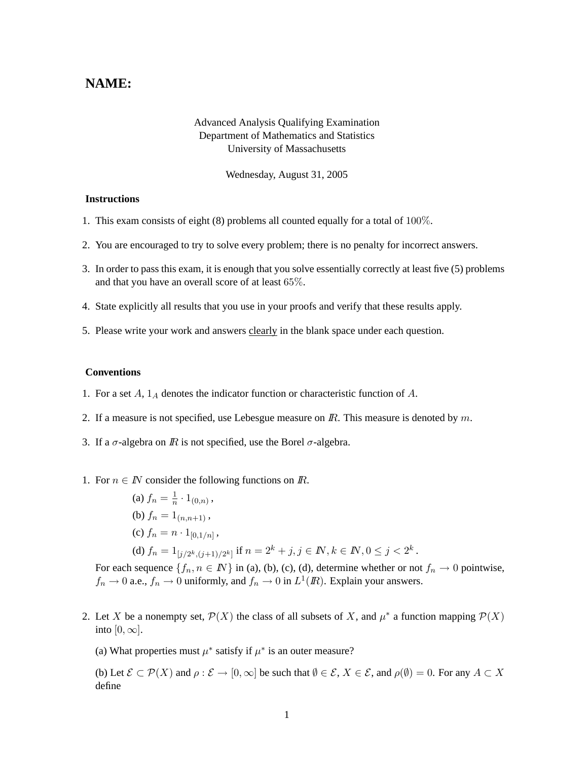**NAME:**

Advanced Analysis Qualifying Examination
Department of Mathematics and Statistics
University of Massachusetts

Wednesday, August 31, 2005

### Instructions

1. This exam consists of eight (8) problems all counted equally for a total of $100\%$.
2. You are encouraged to try to solve every problem; there is no penalty for incorrect answers.
3. In order to pass this exam, it is enough that you solve essentially correctly at least five (5) problems and that you have an overall score of at least $65\%$.
4. State explicitly all results that you use in your proofs and verify that these results apply.
5. Please write your work and answers clearly in the blank space under each question.

### Conventions

1. For a set $A$, $1_A$ denotes the indicator function or characteristic function of $A$.
2. If a measure is not specified, use Lebesgue measure on $I\!R$. This measure is denoted by $m$.
3. If a $\sigma$-algebra on $I\!R$ is not specified, use the Borel $\sigma$-algebra.

1. For $n \in I\!N$ consider the following functions on $I\!R$.

   (a) $f_n = \frac{1}{n} \cdot 1_{(0,n)}$,

   (b) $f_n = 1_{(n,n+1)}$,

   (c) $f_n = n \cdot 1_{[0,1/n]}$,

   (d) $f_n = 1_{[j/2^k,(j+1)/2^k]}$ if $n = 2^k + j, j \in I\!N, k \in I\!N, 0 \leq j < 2^k$.

   For each sequence $\{f_n, n \in I\!N\}$ in (a), (b), (c), (d), determine whether or not $f_n \to 0$ pointwise, $f_n \to 0$ a.e., $f_n \to 0$ uniformly, and $f_n \to 0$ in $L^1(I\!R)$. Explain your answers.

2. Let $X$ be a nonempty set, $\mathcal{P}(X)$ the class of all subsets of $X$, and $\mu^*$ a function mapping $\mathcal{P}(X)$ into $[0, \infty]$.

   (a) What properties must $\mu^*$ satisfy if $\mu^*$ is an outer measure?

   (b) Let $\mathcal{E} \subset \mathcal{P}(X)$ and $\rho : \mathcal{E} \to [0, \infty]$ be such that $\emptyset \in \mathcal{E}$, $X \in \mathcal{E}$, and $\rho(\emptyset) = 0$. For any $A \subset X$ define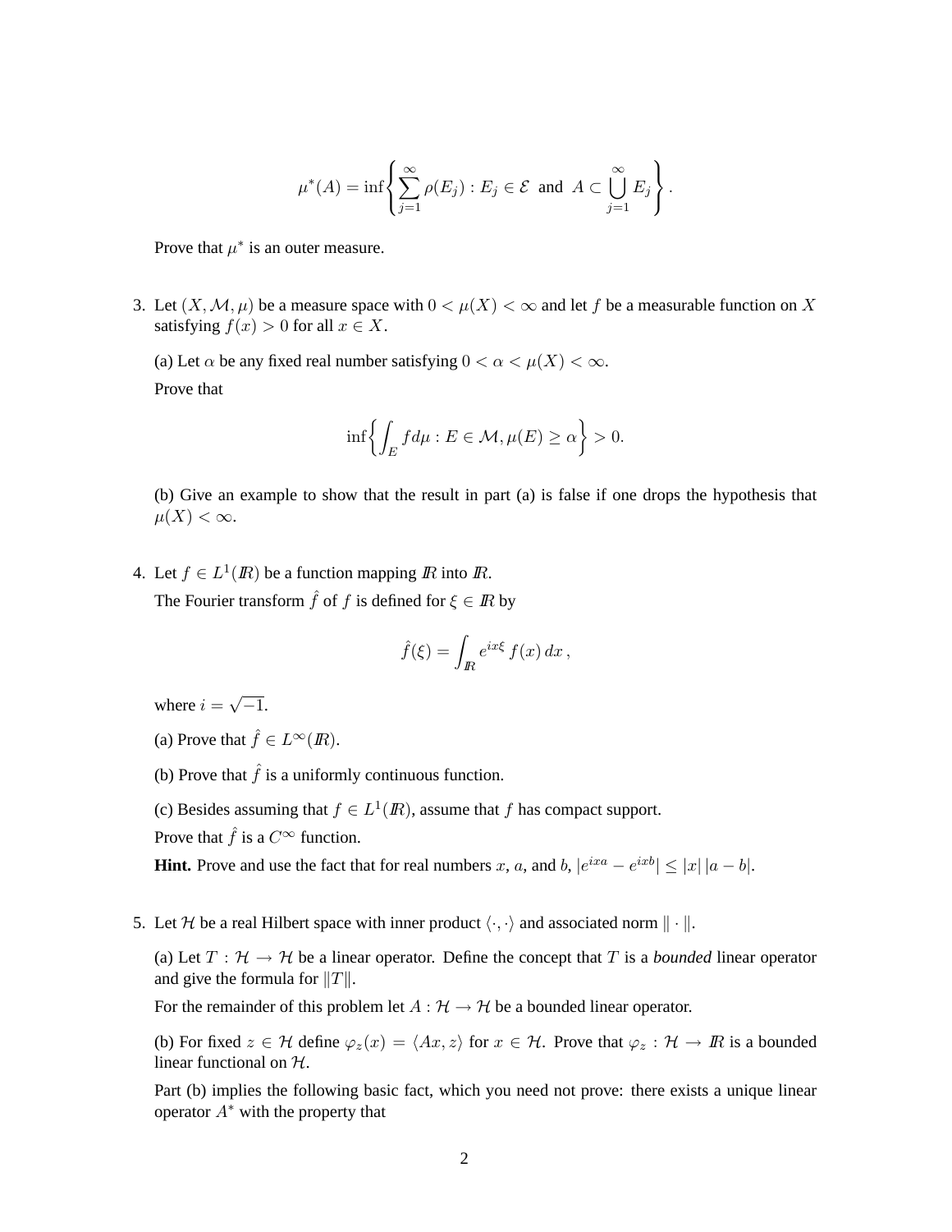$$\mu^*(A) = \inf\left\{\sum_{j=1}^{\infty} \rho(E_j) : E_j \in \mathcal{E} \text{ and } A \subset \bigcup_{j=1}^{\infty} E_j\right\}.$$

Prove that $\mu^*$ is an outer measure.

3. Let $(X, \mathcal{M}, \mu)$ be a measure space with $0 < \mu(X) < \infty$ and let $f$ be a measurable function on $X$ satisfying $f(x) > 0$ for all $x \in X$.

   (a) Let $\alpha$ be any fixed real number satisfying $0 < \alpha < \mu(X) < \infty$.

   Prove that

   $$\inf\left\{\int_E f d\mu : E \in \mathcal{M}, \mu(E) \geq \alpha\right\} > 0.$$

   (b) Give an example to show that the result in part (a) is false if one drops the hypothesis that $\mu(X) < \infty$.

4. Let $f \in L^1(\mathbb{R})$ be a function mapping $\mathbb{R}$ into $\mathbb{R}$.

   The Fourier transform $\hat{f}$ of $f$ is defined for $\xi \in \mathbb{R}$ by

   $$\hat{f}(\xi) = \int_{\mathbb{R}} e^{ix\xi} f(x)\, dx\,,$$

   where $i = \sqrt{-1}$.

   (a) Prove that $\hat{f} \in L^\infty(\mathbb{R})$.

   (b) Prove that $\hat{f}$ is a uniformly continuous function.

   (c) Besides assuming that $f \in L^1(\mathbb{R})$, assume that $f$ has compact support.

   Prove that $\hat{f}$ is a $C^\infty$ function.

   **Hint.** Prove and use the fact that for real numbers $x$, $a$, and $b$, $|e^{ixa} - e^{ixb}| \leq |x|\,|a - b|$.

5. Let $\mathcal{H}$ be a real Hilbert space with inner product $\langle \cdot, \cdot \rangle$ and associated norm $\| \cdot \|$.

   (a) Let $T : \mathcal{H} \to \mathcal{H}$ be a linear operator. Define the concept that $T$ is a *bounded* linear operator and give the formula for $\|T\|$.

   For the remainder of this problem let $A : \mathcal{H} \to \mathcal{H}$ be a bounded linear operator.

   (b) For fixed $z \in \mathcal{H}$ define $\varphi_z(x) = \langle Ax, z \rangle$ for $x \in \mathcal{H}$. Prove that $\varphi_z : \mathcal{H} \to \mathbb{R}$ is a bounded linear functional on $\mathcal{H}$.

   Part (b) implies the following basic fact, which you need not prove: there exists a unique linear operator $A^*$ with the property that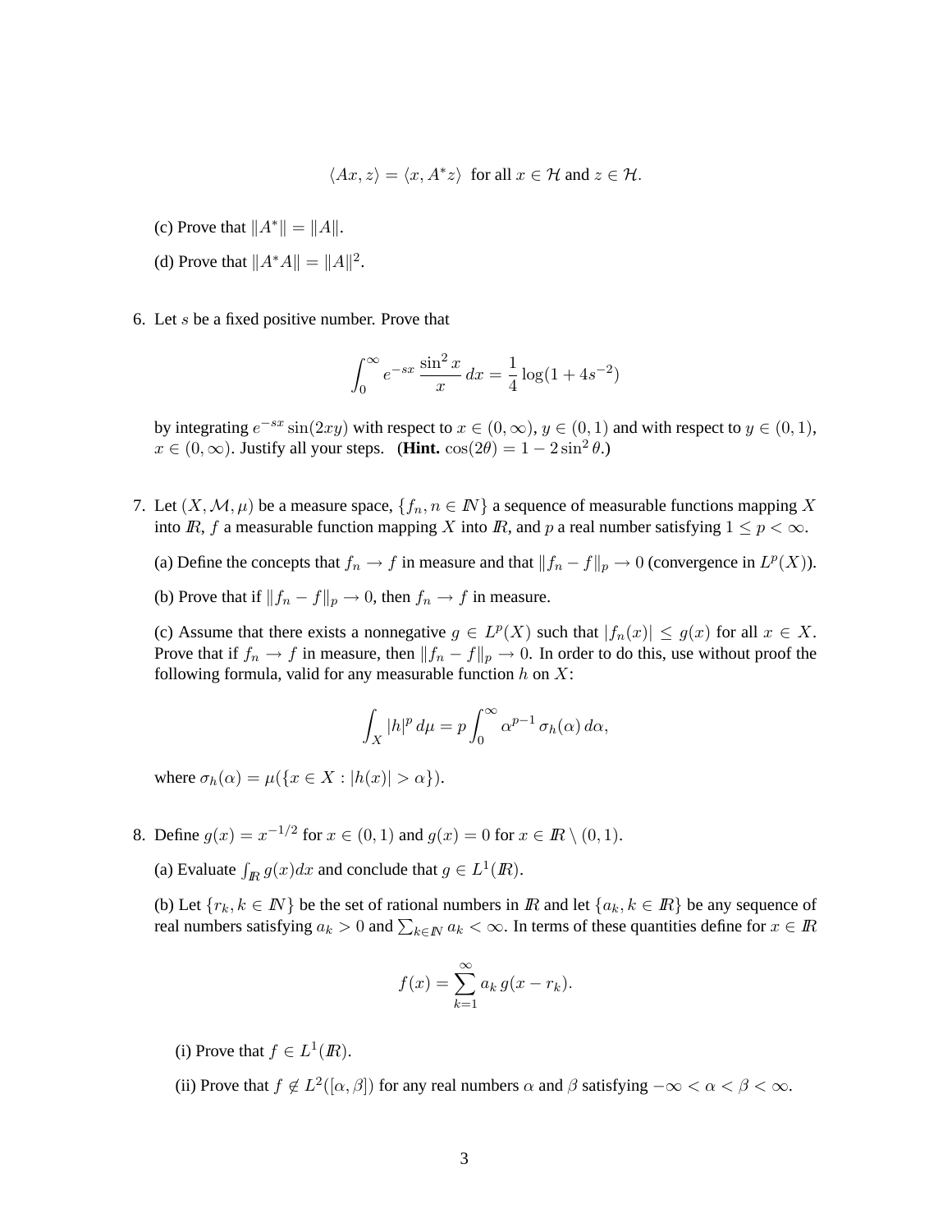$$\langle Ax, z \rangle = \langle x, A^* z \rangle \text{ for all } x \in \mathcal{H} \text{ and } z \in \mathcal{H}.$$

(c) Prove that $\|A^*\| = \|A\|$.

(d) Prove that $\|A^*A\| = \|A\|^2$.

6. Let $s$ be a fixed positive number. Prove that

$$\int_0^\infty e^{-sx} \frac{\sin^2 x}{x} \, dx = \frac{1}{4} \log(1 + 4s^{-2})$$

by integrating $e^{-sx} \sin(2xy)$ with respect to $x \in (0, \infty)$, $y \in (0, 1)$ and with respect to $y \in (0, 1)$, $x \in (0, \infty)$. Justify all your steps. (**Hint.** $\cos(2\theta) = 1 - 2\sin^2 \theta$.)

7. Let $(X, \mathcal{M}, \mu)$ be a measure space, $\{f_n, n \in \mathbb{N}\}$ a sequence of measurable functions mapping $X$ into $\mathbb{R}$, $f$ a measurable function mapping $X$ into $\mathbb{R}$, and $p$ a real number satisfying $1 \leq p < \infty$.

(a) Define the concepts that $f_n \to f$ in measure and that $\|f_n - f\|_p \to 0$ (convergence in $L^p(X)$).

(b) Prove that if $\|f_n - f\|_p \to 0$, then $f_n \to f$ in measure.

(c) Assume that there exists a nonnegative $g \in L^p(X)$ such that $|f_n(x)| \leq g(x)$ for all $x \in X$. Prove that if $f_n \to f$ in measure, then $\|f_n - f\|_p \to 0$. In order to do this, use without proof the following formula, valid for any measurable function $h$ on $X$:

$$\int_X |h|^p \, d\mu = p \int_0^\infty \alpha^{p-1} \, \sigma_h(\alpha) \, d\alpha,$$

where $\sigma_h(\alpha) = \mu(\{x \in X : |h(x)| > \alpha\})$.

8. Define $g(x) = x^{-1/2}$ for $x \in (0, 1)$ and $g(x) = 0$ for $x \in \mathbb{R} \setminus (0, 1)$.

(a) Evaluate $\int_{\mathbb{R}} g(x) dx$ and conclude that $g \in L^1(\mathbb{R})$.

(b) Let $\{r_k, k \in \mathbb{N}\}$ be the set of rational numbers in $\mathbb{R}$ and let $\{a_k, k \in \mathbb{R}\}$ be any sequence of real numbers satisfying $a_k > 0$ and $\sum_{k \in \mathbb{N}} a_k < \infty$. In terms of these quantities define for $x \in \mathbb{R}$

$$f(x) = \sum_{k=1}^{\infty} a_k \, g(x - r_k).$$

(i) Prove that $f \in L^1(\mathbb{R})$.

(ii) Prove that $f \notin L^2([\alpha, \beta])$ for any real numbers $\alpha$ and $\beta$ satisfying $-\infty < \alpha < \beta < \infty$.